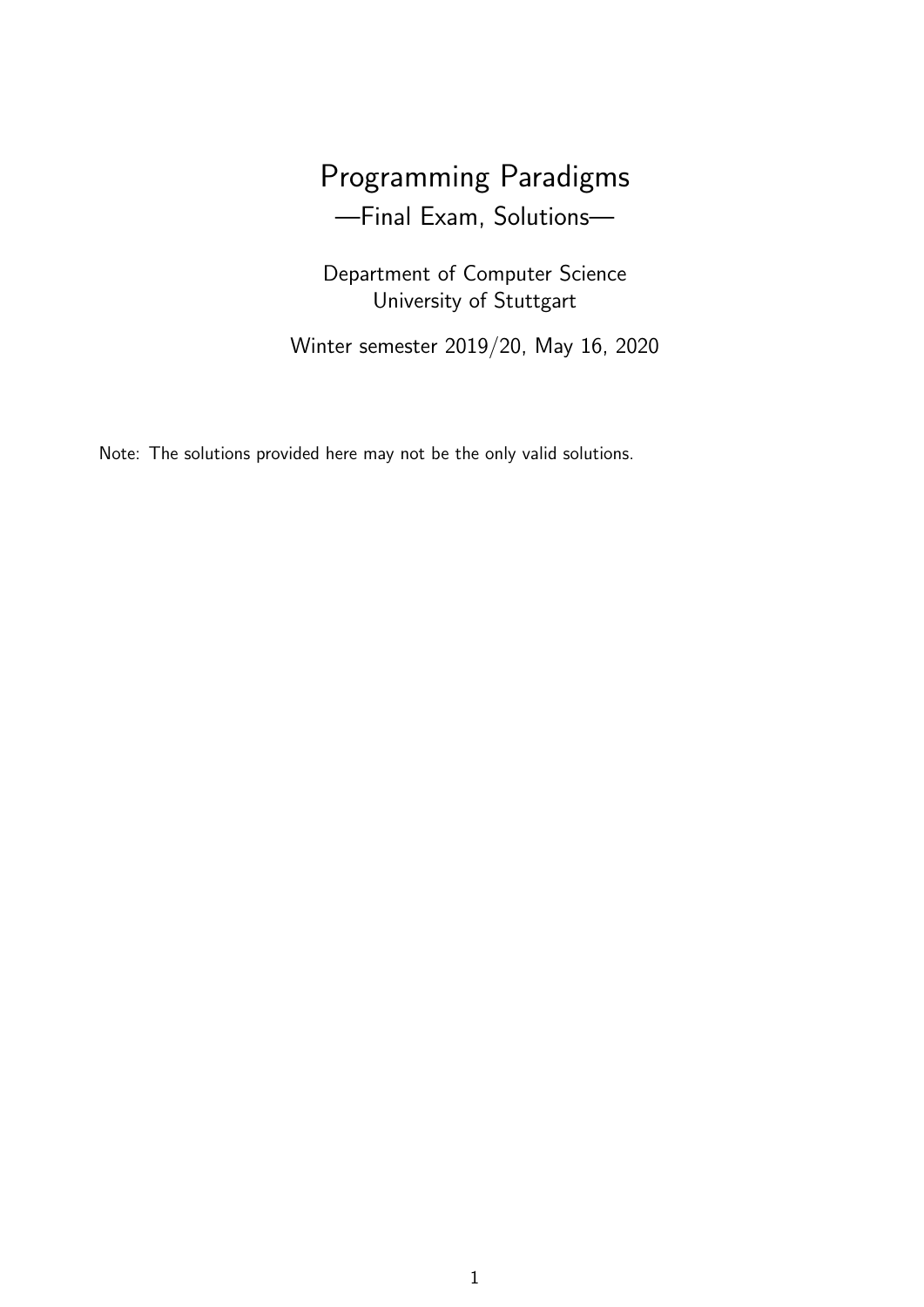# Programming Paradigms

## —Final Exam, Solutions—

Department of Computer Science
University of Stuttgart

Winter semester 2019/20, May 16, 2020

Note: The solutions provided here may not be the only valid solutions.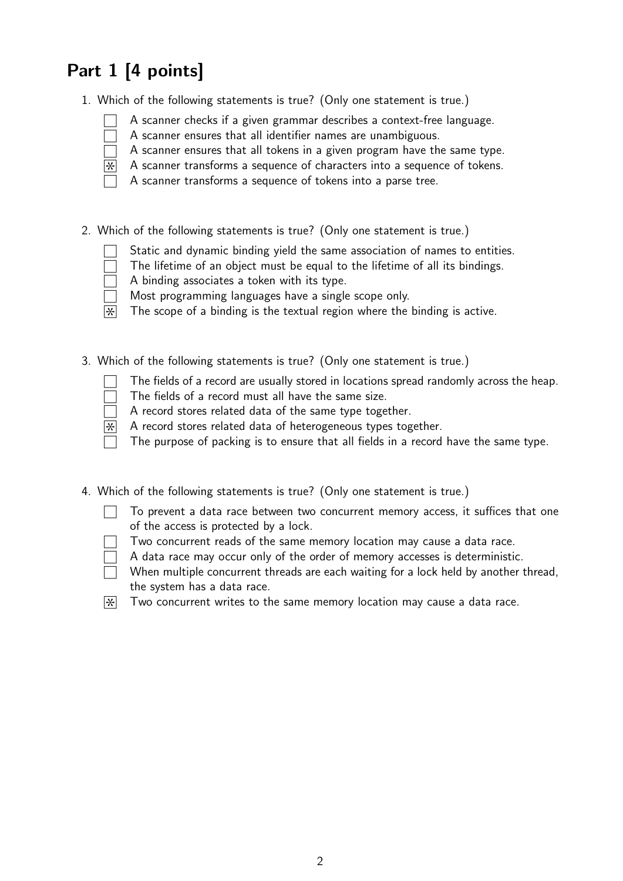## Part 1 [4 points]

1. Which of the following statements is true? (Only one statement is true.)

   - [ ] A scanner checks if a given grammar describes a context-free language.
   - [ ] A scanner ensures that all identifier names are unambiguous.
   - [ ] A scanner ensures that all tokens in a given program have the same type.
   - [x] A scanner transforms a sequence of characters into a sequence of tokens.
   - [ ] A scanner transforms a sequence of tokens into a parse tree.

2. Which of the following statements is true? (Only one statement is true.)

   - [ ] Static and dynamic binding yield the same association of names to entities.
   - [ ] The lifetime of an object must be equal to the lifetime of all its bindings.
   - [ ] A binding associates a token with its type.
   - [ ] Most programming languages have a single scope only.
   - [x] The scope of a binding is the textual region where the binding is active.

3. Which of the following statements is true? (Only one statement is true.)

   - [ ] The fields of a record are usually stored in locations spread randomly across the heap.
   - [ ] The fields of a record must all have the same size.
   - [ ] A record stores related data of the same type together.
   - [x] A record stores related data of heterogeneous types together.
   - [ ] The purpose of packing is to ensure that all fields in a record have the same type.

4. Which of the following statements is true? (Only one statement is true.)

   - [ ] To prevent a data race between two concurrent memory access, it suffices that one of the access is protected by a lock.
   - [ ] Two concurrent reads of the same memory location may cause a data race.
   - [ ] A data race may occur only of the order of memory accesses is deterministic.
   - [ ] When multiple concurrent threads are each waiting for a lock held by another thread, the system has a data race.
   - [x] Two concurrent writes to the same memory location may cause a data race.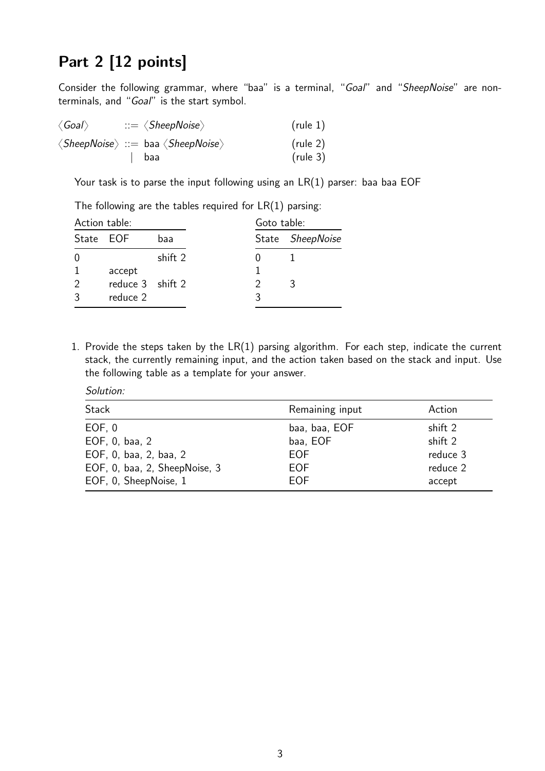## Part 2 [12 points]

Consider the following grammar, where "baa" is a terminal, "*Goal*" and "*SheepNoise*" are non-terminals, and "*Goal*" is the start symbol.

| | | | |
|---|---|---|---|
| ⟨*Goal*⟩ | ::= | ⟨*SheepNoise*⟩ | (rule 1) |
| ⟨*SheepNoise*⟩ | ::= | baa ⟨*SheepNoise*⟩ | (rule 2) |
| | \| | baa | (rule 3) |

Your task is to parse the input following using an LR(1) parser: baa baa EOF

The following are the tables required for LR(1) parsing:

Action table:

| State | EOF | baa |
|---|---|---|
| 0 | | shift 2 |
| 1 | accept | |
| 2 | reduce 3 | shift 2 |
| 3 | reduce 2 | |

Goto table:

| State | *SheepNoise* |
|---|---|
| 0 | 1 |
| 1 | |
| 2 | 3 |
| 3 | |

1. Provide the steps taken by the LR(1) parsing algorithm. For each step, indicate the current stack, the currently remaining input, and the action taken based on the stack and input. Use the following table as a template for your answer.

   *Solution:*

| Stack | Remaining input | Action |
|---|---|---|
| EOF, 0 | baa, baa, EOF | shift 2 |
| EOF, 0, baa, 2 | baa, EOF | shift 2 |
| EOF, 0, baa, 2, baa, 2 | EOF | reduce 3 |
| EOF, 0, baa, 2, SheepNoise, 3 | EOF | reduce 2 |
| EOF, 0, SheepNoise, 1 | EOF | accept |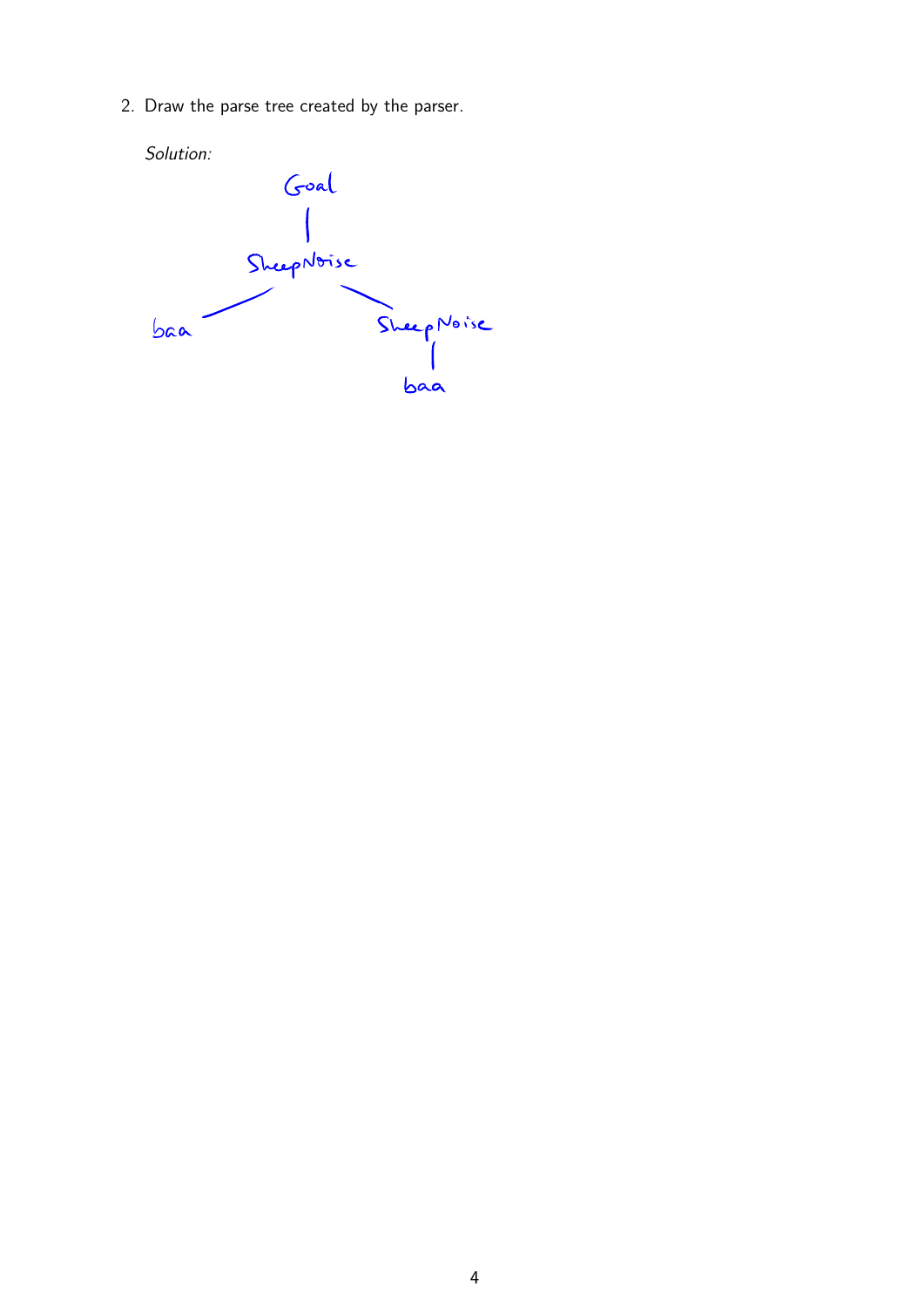2. Draw the parse tree created by the parser.

   *Solution:*

Goal

SheepNoise

baa

SheepNoise

baa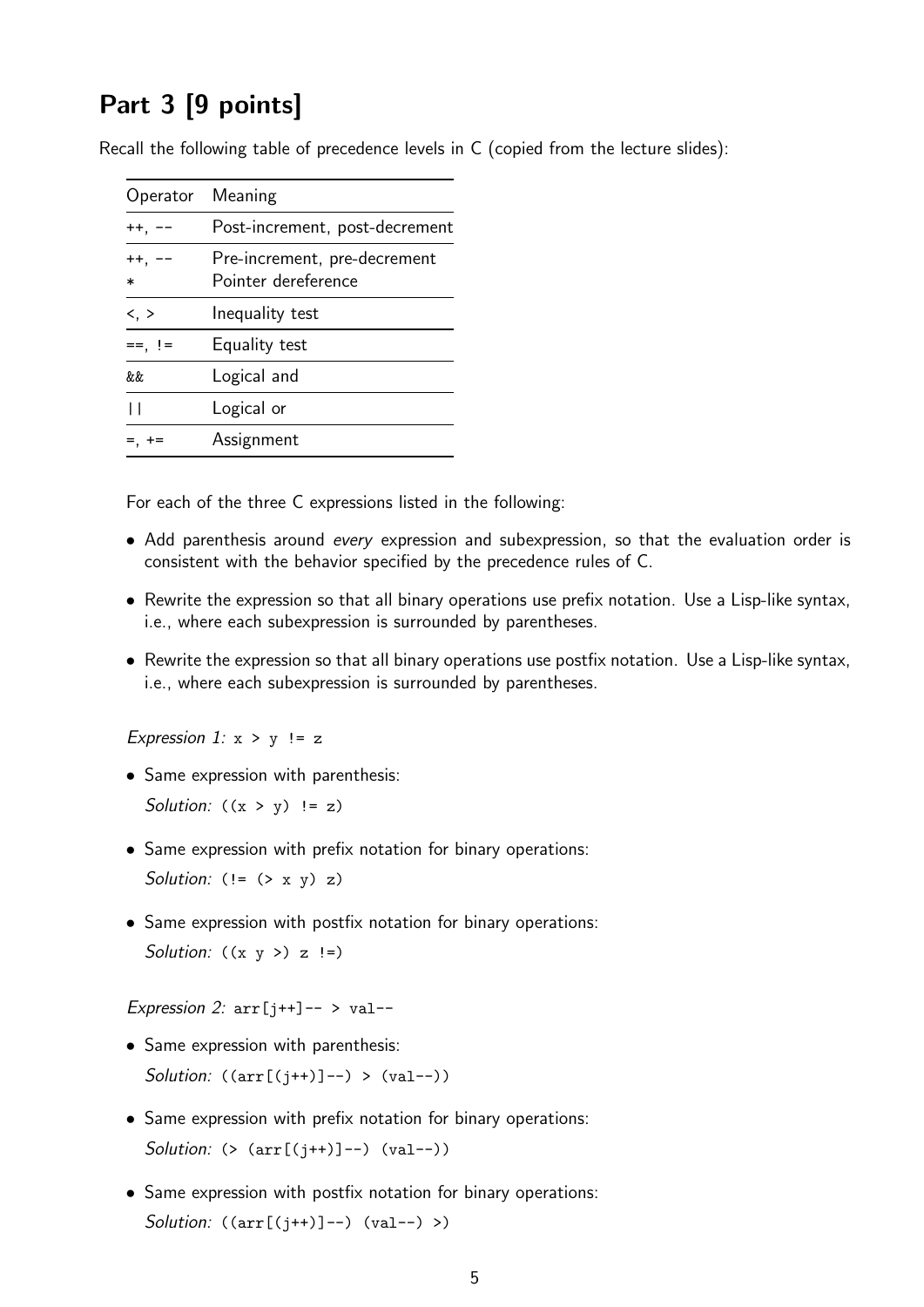## Part 3 [9 points]

Recall the following table of precedence levels in C (copied from the lecture slides):

| Operator | Meaning |
|---|---|
| ++, -- | Post-increment, post-decrement |
| ++, --<br>* | Pre-increment, pre-decrement<br>Pointer dereference |
| <, > | Inequality test |
| ==, != | Equality test |
| && | Logical and |
| \|\| | Logical or |
| =, += | Assignment |

For each of the three C expressions listed in the following:

- Add parenthesis around *every* expression and subexpression, so that the evaluation order is consistent with the behavior specified by the precedence rules of C.
- Rewrite the expression so that all binary operations use prefix notation. Use a Lisp-like syntax, i.e., where each subexpression is surrounded by parentheses.
- Rewrite the expression so that all binary operations use postfix notation. Use a Lisp-like syntax, i.e., where each subexpression is surrounded by parentheses.

*Expression 1:* `x > y != z`

- Same expression with parenthesis:
  *Solution:* `((x > y) != z)`
- Same expression with prefix notation for binary operations:
  *Solution:* `(!= (> x y) z)`
- Same expression with postfix notation for binary operations:
  *Solution:* `((x y >) z !=)`

*Expression 2:* `arr[j++]-- > val--`

- Same expression with parenthesis:
  *Solution:* `((arr[(j++)]--) > (val--))`
- Same expression with prefix notation for binary operations:
  *Solution:* `(> (arr[(j++)]--) (val--))`
- Same expression with postfix notation for binary operations:
  *Solution:* `((arr[(j++)]--) (val--) >)`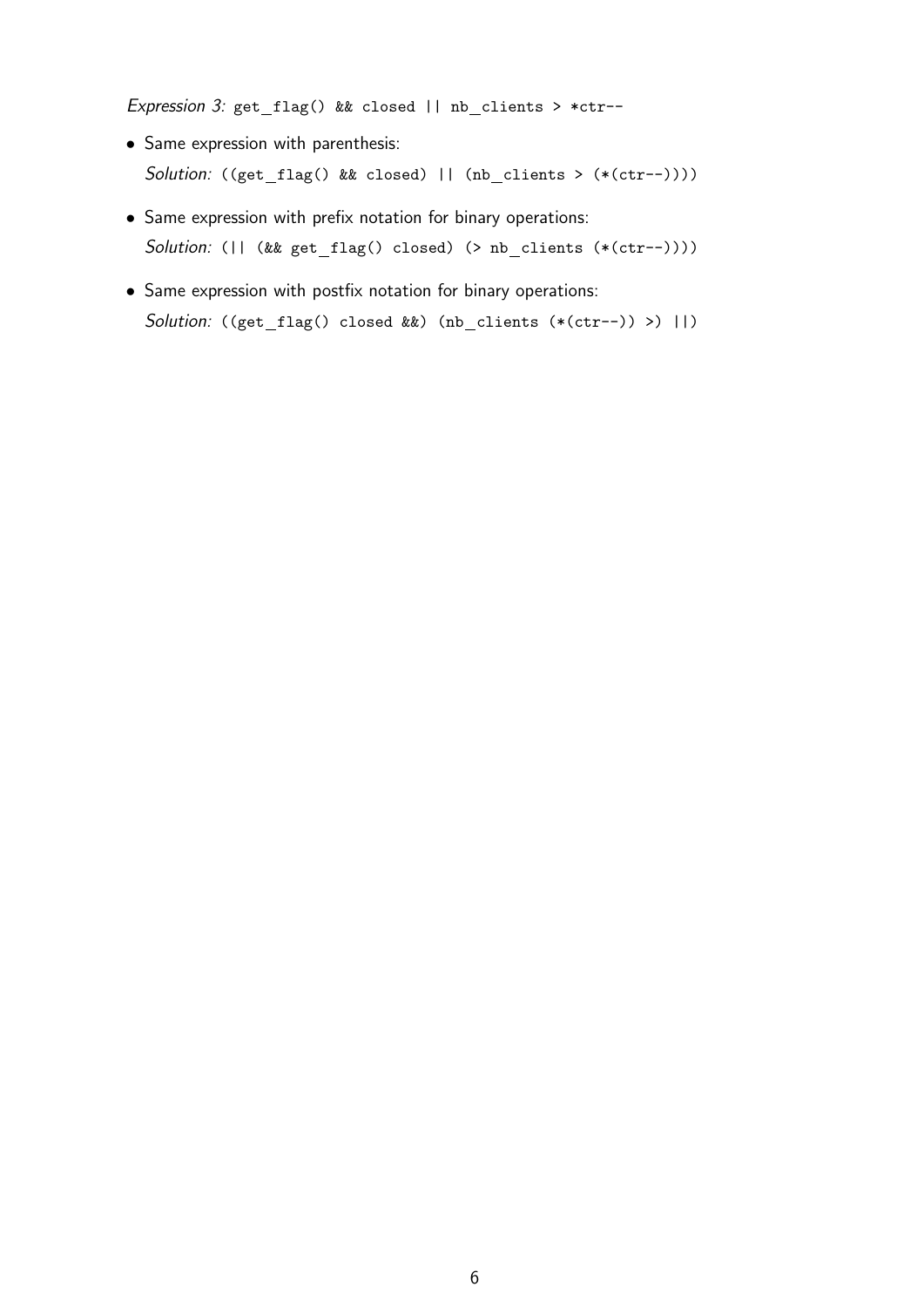*Expression 3:* `get_flag() && closed || nb_clients > *ctr--`

- Same expression with parenthesis:
  *Solution:* `((get_flag() && closed) || (nb_clients > (*(ctr--))))`
- Same expression with prefix notation for binary operations:
  *Solution:* `(|| (&& get_flag() closed) (> nb_clients (*(ctr--))))`
- Same expression with postfix notation for binary operations:
  *Solution:* `((get_flag() closed &&) (nb_clients (*(ctr--)) >) ||)`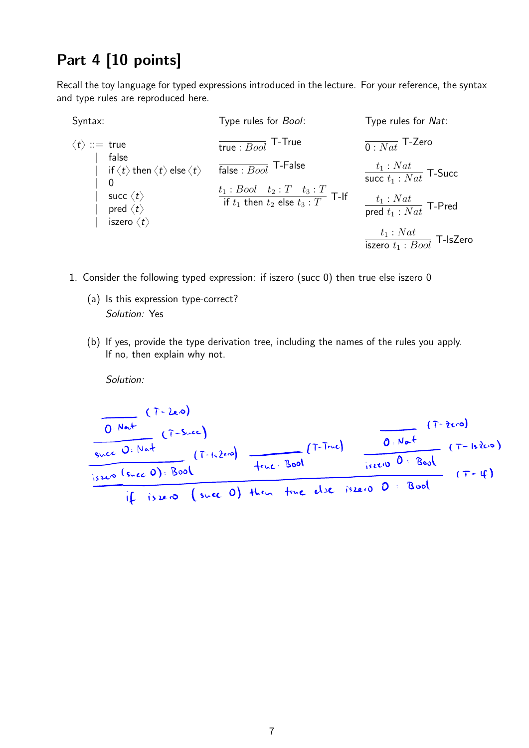## Part 4 [10 points]

Recall the toy language for typed expressions introduced in the lecture. For your reference, the syntax and type rules are reproduced here.

Syntax:

$$
\begin{array}{lcl}
\langle t \rangle & ::= & \text{true} \\
& | & \text{false} \\
& | & \text{if } \langle t \rangle \text{ then } \langle t \rangle \text{ else } \langle t \rangle \\
& | & 0 \\
& | & \text{succ } \langle t \rangle \\
& | & \text{pred } \langle t \rangle \\
& | & \text{iszero } \langle t \rangle
\end{array}
$$

Type rules for *Bool*:

$$\frac{}{\text{true} : Bool} \text{ T-True}$$

$$\frac{}{\text{false} : Bool} \text{ T-False}$$

$$\frac{t_1 : Bool \quad t_2 : T \quad t_3 : T}{\text{if } t_1 \text{ then } t_2 \text{ else } t_3 : T} \text{ T-If}$$

Type rules for *Nat*:

$$\frac{}{0 : Nat} \text{ T-Zero}$$

$$\frac{t_1 : Nat}{\text{succ } t_1 : Nat} \text{ T-Succ}$$

$$\frac{t_1 : Nat}{\text{pred } t_1 : Nat} \text{ T-Pred}$$

$$\frac{t_1 : Nat}{\text{iszero } t_1 : Bool} \text{ T-IsZero}$$

1. Consider the following typed expression: if iszero (succ 0) then true else iszero 0

   (a) Is this expression type-correct?

   *Solution:* Yes

   (b) If yes, provide the type derivation tree, including the names of the rules you apply. If no, then explain why not.

   *Solution:*

$$
\dfrac{
\dfrac{\dfrac{\dfrac{}{0 : Nat}\ (\text{T-Zero})}{\text{succ } 0 : Nat}\ (\text{T-Succ})}{\text{iszero (succ } 0) : Bool}\ (\text{T-IsZero})
\quad
\dfrac{}{\text{true} : Bool}\ (\text{T-True})
\quad
\dfrac{\dfrac{}{0 : Nat}\ (\text{T-Zero})}{\text{iszero } 0 : Bool}\ (\text{T-IsZero})
}{
\text{if iszero (succ } 0) \text{ then true else iszero } 0 : Bool
}\ (\text{T-If})
$$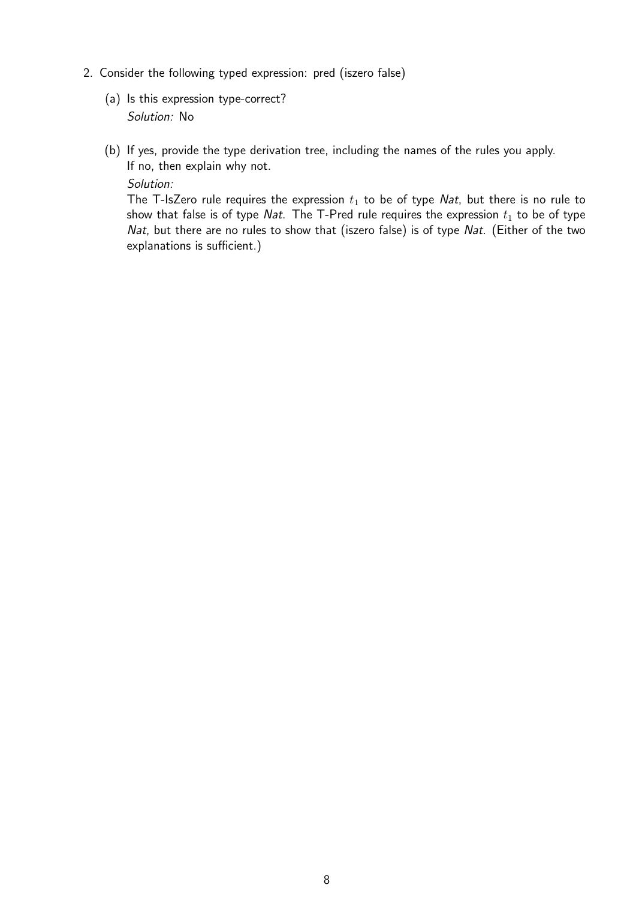2. Consider the following typed expression: pred (iszero false)

   (a) Is this expression type-correct?
   *Solution:* No

   (b) If yes, provide the type derivation tree, including the names of the rules you apply.
   If no, then explain why not.
   *Solution:*
   The T-IsZero rule requires the expression $t_1$ to be of type *Nat*, but there is no rule to show that false is of type *Nat*. The T-Pred rule requires the expression $t_1$ to be of type *Nat*, but there are no rules to show that (iszero false) is of type *Nat*. (Either of the two explanations is sufficient.)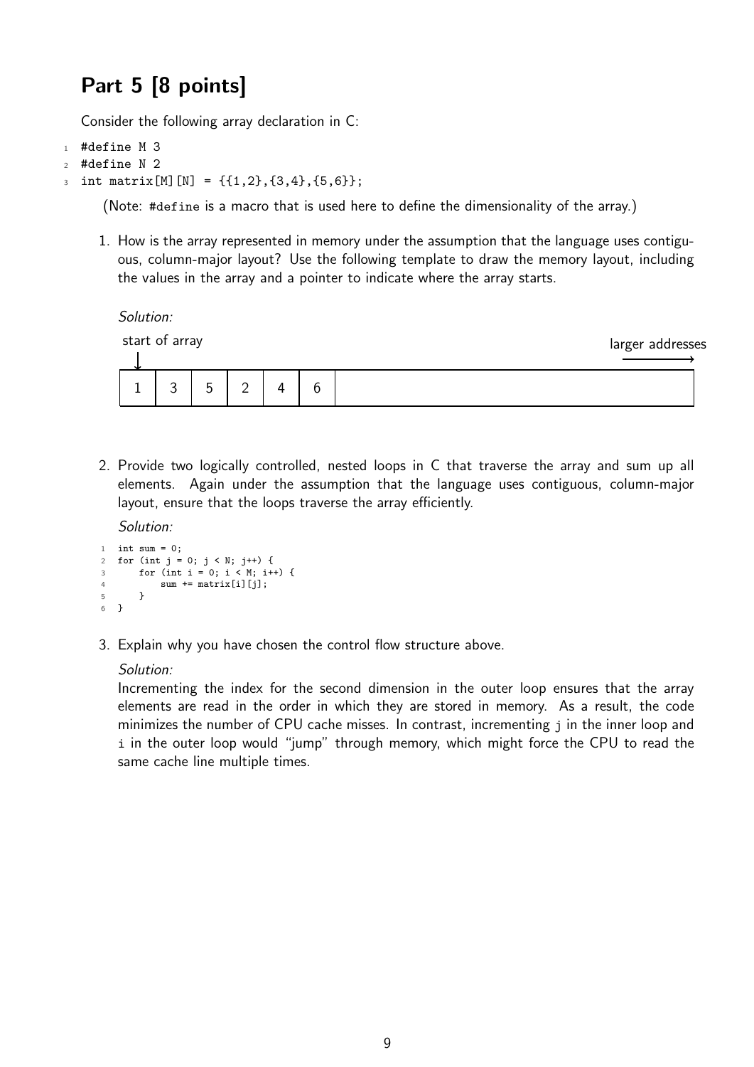## Part 5 [8 points]

Consider the following array declaration in C:

```
#define M 3
#define N 2
int matrix[M][N] = {{1,2},{3,4},{5,6}};
```

(Note: `#define` is a macro that is used here to define the dimensionality of the array.)

1. How is the array represented in memory under the assumption that the language uses contiguous, column-major layout? Use the following template to draw the memory layout, including the values in the array and a pointer to indicate where the array starts.

   *Solution:*

   start of array ↓ larger addresses →

   | | | | | | | |
   |---|---|---|---|---|---|---|
   | 1 | 3 | 5 | 2 | 4 | 6 | |

2. Provide two logically controlled, nested loops in C that traverse the array and sum up all elements. Again under the assumption that the language uses contiguous, column-major layout, ensure that the loops traverse the array efficiently.

   *Solution:*

```
int sum = 0;
for (int j = 0; j < N; j++) {
    for (int i = 0; i < M; i++) {
        sum += matrix[i][j];
    }
}
```

3. Explain why you have chosen the control flow structure above.

   *Solution:*
   Incrementing the index for the second dimension in the outer loop ensures that the array elements are read in the order in which they are stored in memory. As a result, the code minimizes the number of CPU cache misses. In contrast, incrementing `j` in the inner loop and `i` in the outer loop would "jump" through memory, which might force the CPU to read the same cache line multiple times.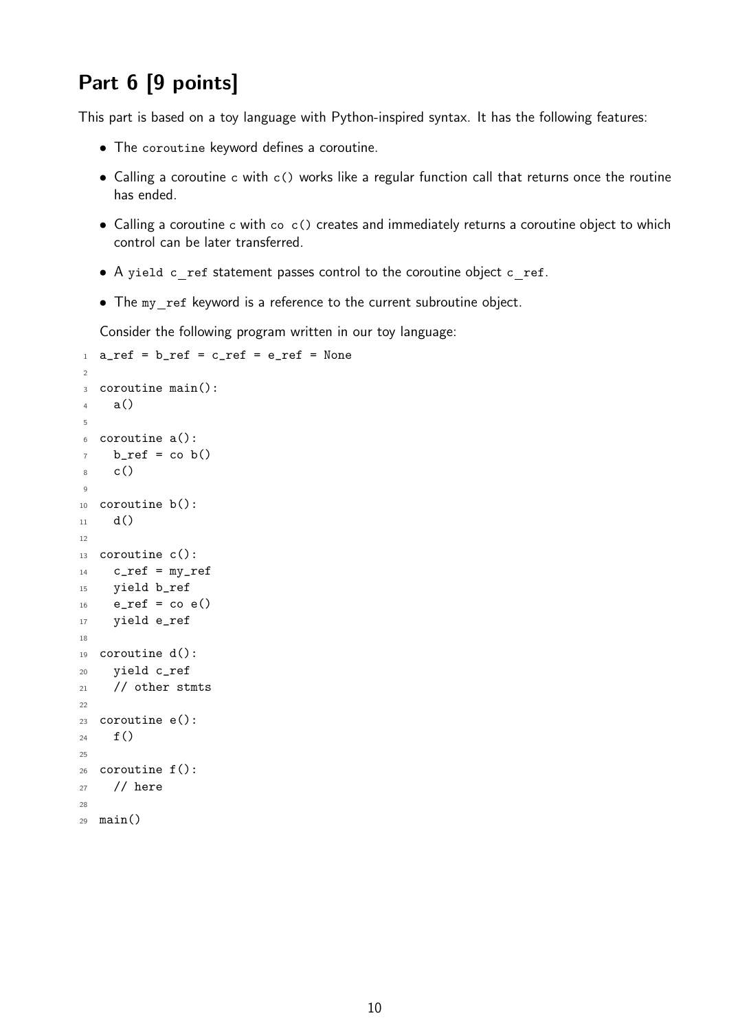## Part 6 [9 points]

This part is based on a toy language with Python-inspired syntax. It has the following features:

- The `coroutine` keyword defines a coroutine.
- Calling a coroutine `c` with `c()` works like a regular function call that returns once the routine has ended.
- Calling a coroutine `c` with `co c()` creates and immediately returns a coroutine object to which control can be later transferred.
- A `yield c_ref` statement passes control to the coroutine object `c_ref`.
- The `my_ref` keyword is a reference to the current subroutine object.

Consider the following program written in our toy language:

```
1  a_ref = b_ref = c_ref = e_ref = None
2
3  coroutine main():
4    a()
5
6  coroutine a():
7    b_ref = co b()
8    c()
9
10 coroutine b():
11   d()
12
13 coroutine c():
14   c_ref = my_ref
15   yield b_ref
16   e_ref = co e()
17   yield e_ref
18
19 coroutine d():
20   yield c_ref
21   // other stmts
22
23 coroutine e():
24   f()
25
26 coroutine f():
27   // here
28
29 main()
```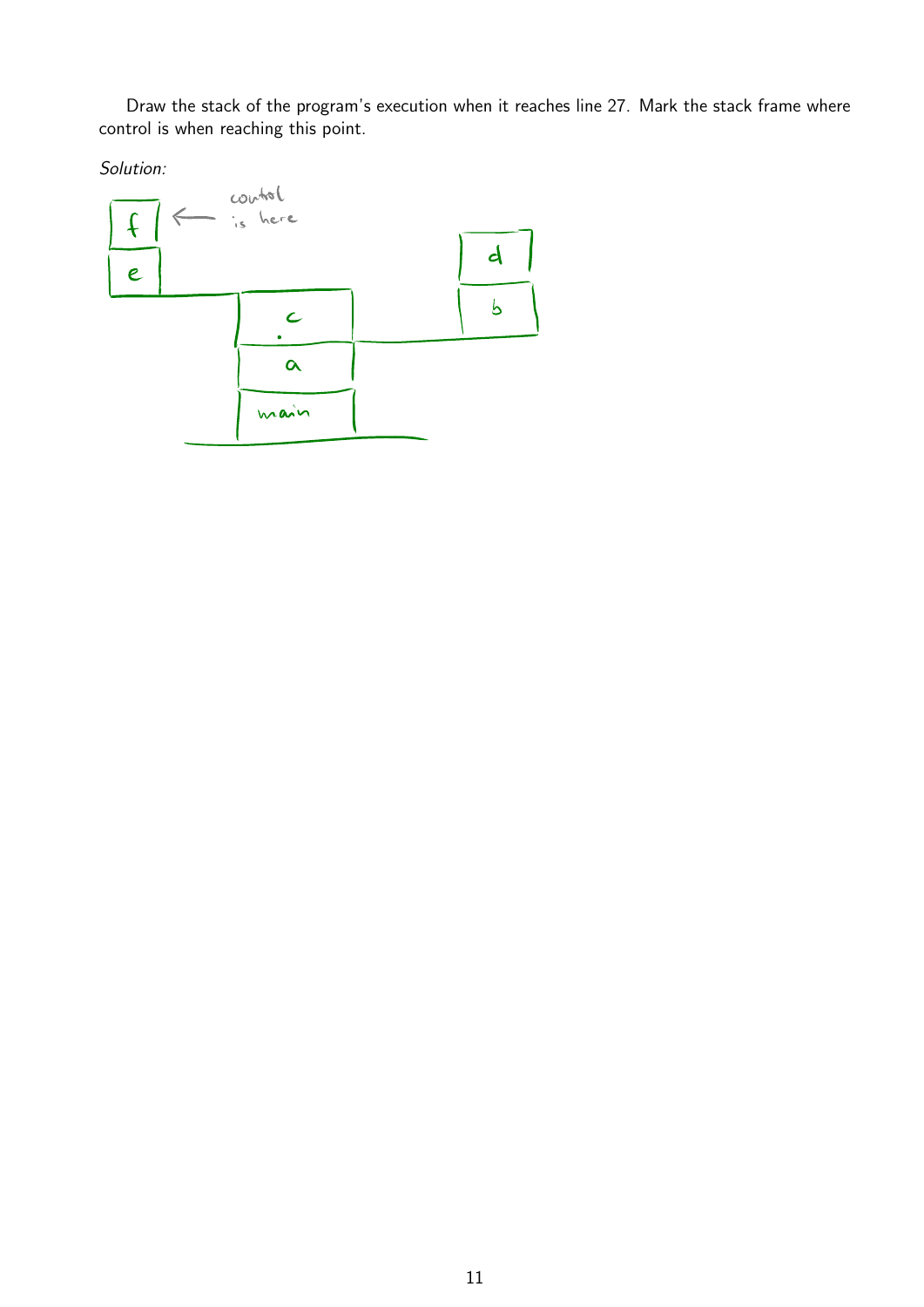Draw the stack of the program's execution when it reaches line 27. Mark the stack frame where control is when reaching this point.

*Solution:*

f
control is here
e
d
c
b
a
main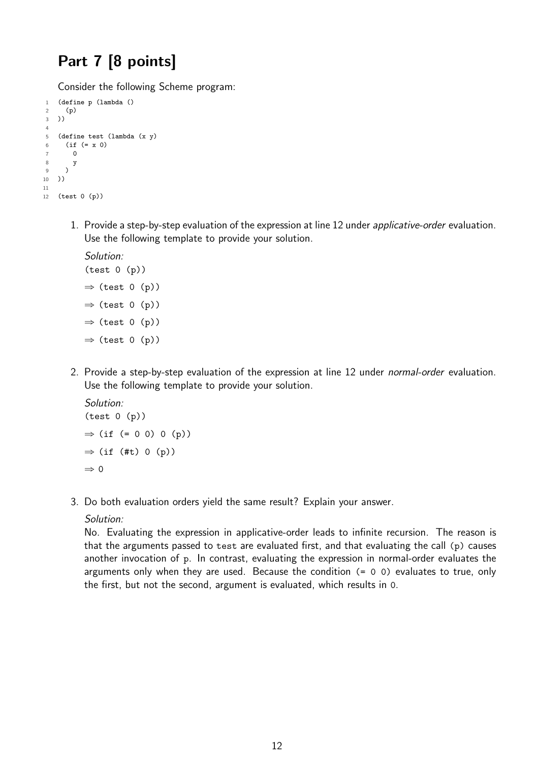## Part 7 [8 points]

Consider the following Scheme program:

```
1   (define p (lambda ()
2     (p)
3   ))
4
5   (define test (lambda (x y)
6     (if (= x 0)
7       0
8       y
9     )
10  ))
11
12  (test 0 (p))
```

1. Provide a step-by-step evaluation of the expression at line 12 under *applicative-order* evaluation. Use the following template to provide your solution.

   *Solution:*

   `(test 0 (p))`

   ⇒ `(test 0 (p))`

   ⇒ `(test 0 (p))`

   ⇒ `(test 0 (p))`

   ⇒ `(test 0 (p))`

2. Provide a step-by-step evaluation of the expression at line 12 under *normal-order* evaluation. Use the following template to provide your solution.

   *Solution:*

   `(test 0 (p))`

   ⇒ `(if (= 0 0) 0 (p))`

   ⇒ `(if (#t) 0 (p))`

   ⇒ 0

3. Do both evaluation orders yield the same result? Explain your answer.

   *Solution:*

   No. Evaluating the expression in applicative-order leads to infinite recursion. The reason is that the arguments passed to `test` are evaluated first, and that evaluating the call `(p)` causes another invocation of `p`. In contrast, evaluating the expression in normal-order evaluates the arguments only when they are used. Because the condition `(= 0 0)` evaluates to true, only the first, but not the second, argument is evaluated, which results in `0`.